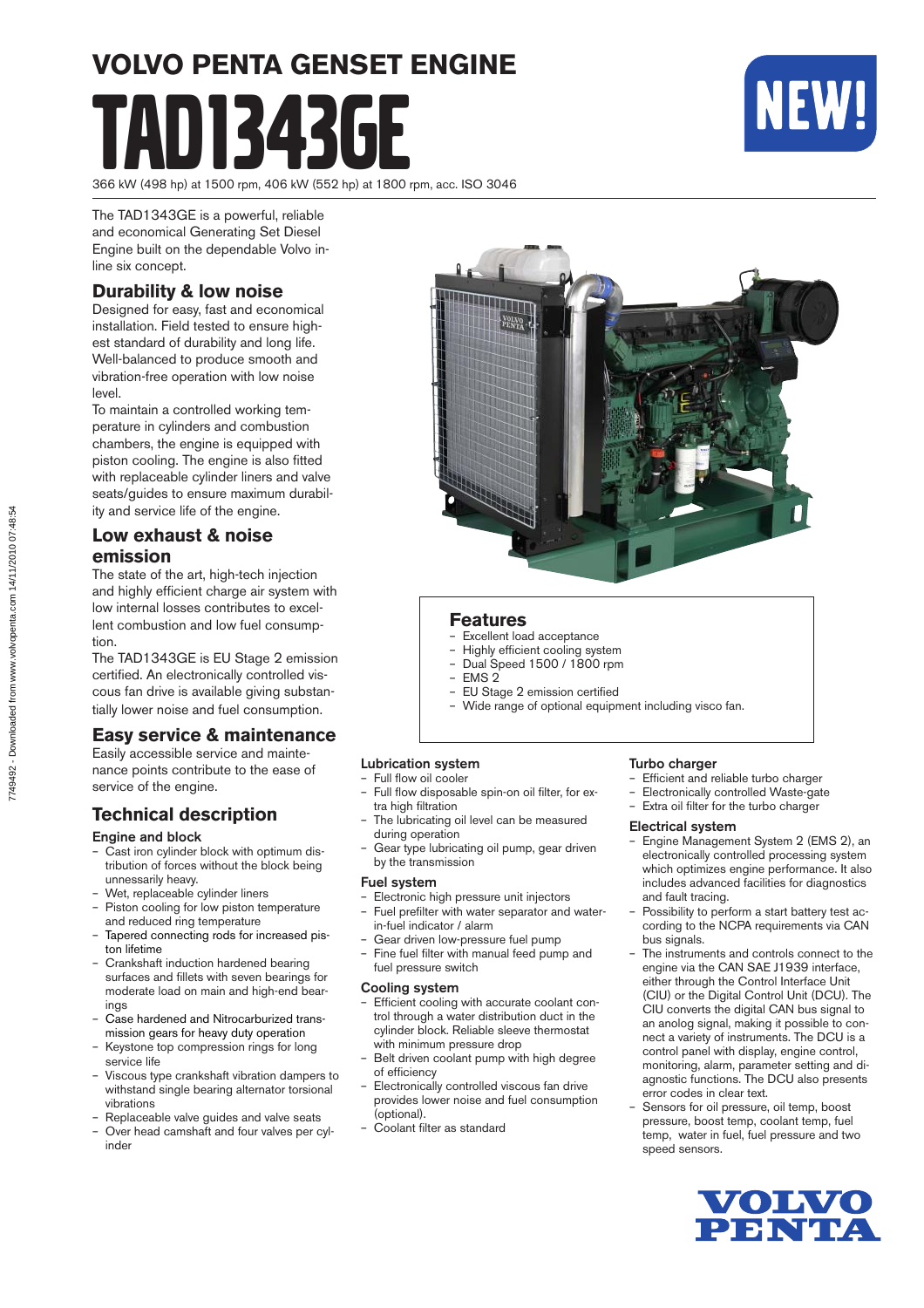# VOLVO PENTA GENSET ENGINE

# TAD1343GE

NEW!

366 kW (498 hp) at 1500 rpm, 406 kW (552 hp) at 1800 rpm, acc. ISO 3046

The TAD1343GE is a powerful, reliable and economical Generating Set Diesel Engine built on the dependable Volvo in-line six concept.

## Durability & low noise

Designed for easy, fast and economical installation. Field tested to ensure highest standard of durability and long life. Well-balanced to produce smooth and vibration-free operation with low noise level.

To maintain a controlled working temperature in cylinders and combustion chambers, the engine is equipped with piston cooling. The engine is also fitted with replaceable cylinder liners and valve seats/guides to ensure maximum durability and service life of the engine.

## Low exhaust & noise emission

The state of the art, high-tech injection and highly efficient charge air system with low internal losses contributes to excellent combustion and low fuel consumption.

The TAD1343GE is EU Stage 2 emission certified. An electronically controlled viscous fan drive is available giving substantially lower noise and fuel consumption.

## Easy service & maintenance

Easily accessible service and maintenance points contribute to the ease of service of the engine.

## Features

- Excellent load acceptance
- Highly efficient cooling system
- Dual Speed 1500 / 1800 rpm
- EMS 2
- EU Stage 2 emission certified
- Wide range of optional equipment including visco fan.

## Technical description

### Engine and block

- Cast iron cylinder block with optimum distribution of forces without the block being unnessarily heavy.
- Wet, replaceable cylinder liners
- Piston cooling for low piston temperature and reduced ring temperature
- Tapered connecting rods for increased piston lifetime
- Crankshaft induction hardened bearing surfaces and fillets with seven bearings for moderate load on main and high-end bearings
- Case hardened and Nitrocarburized transmission gears for heavy duty operation
- Keystone top compression rings for long service life
- Viscous type crankshaft vibration dampers to withstand single bearing alternator torsional vibrations
- Replaceable valve guides and valve seats
- Over head camshaft and four valves per cylinder

### Lubrication system

- Full flow oil cooler
- Full flow disposable spin-on oil filter, for extra high filtration
- The lubricating oil level can be measured during operation
- Gear type lubricating oil pump, gear driven by the transmission

### Fuel system

- Electronic high pressure unit injectors
- Fuel prefilter with water separator and water-in-fuel indicator / alarm
- Gear driven low-pressure fuel pump
- Fine fuel filter with manual feed pump and fuel pressure switch

### Cooling system

- Efficient cooling with accurate coolant control through a water distribution duct in the cylinder block. Reliable sleeve thermostat with minimum pressure drop
- Belt driven coolant pump with high degree of efficiency
- Electronically controlled viscous fan drive provides lower noise and fuel consumption (optional).
- Coolant filter as standard

### Turbo charger

- Efficient and reliable turbo charger
- Electronically controlled Waste-gate
- Extra oil filter for the turbo charger

### Electrical system

- Engine Management System 2 (EMS 2), an electronically controlled processing system which optimizes engine performance. It also includes advanced facilities for diagnostics and fault tracing.
- Possibility to perform a start battery test according to the NCPA requirements via CAN bus signals.
- The instruments and controls connect to the engine via the CAN SAE J1939 interface, either through the Control Interface Unit (CIU) or the Digital Control Unit (DCU). The CIU converts the digital CAN bus signal to an anolog signal, making it possible to connect a variety of instruments. The DCU is a control panel with display, engine control, monitoring, alarm, parameter setting and diagnostic functions. The DCU also presents error codes in clear text.
- Sensors for oil pressure, oil temp, boost pressure, boost temp, coolant temp, fuel temp, water in fuel, fuel pressure and two speed sensors.

VOLVO PENTA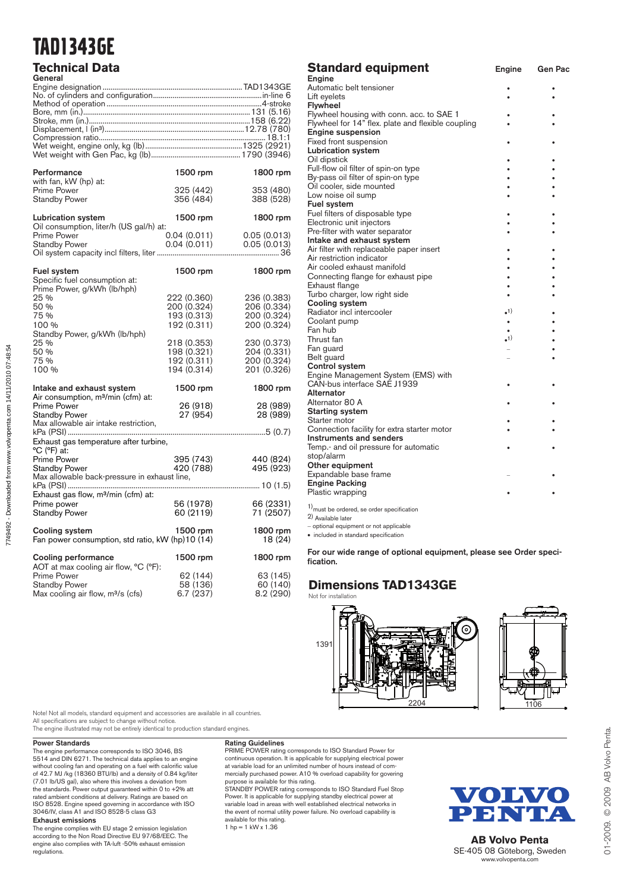# TAD1343GE

## Technical Data

### General

| | |
|---|---|
| Engine designation | TAD1343GE |
| No. of cylinders and configuration | in-line 6 |
| Method of operation | 4-stroke |
| Bore, mm (in.) | 131 (5.16) |
| Stroke, mm (in.) | 158 (6.22) |
| Displacement, l (in³) | 12.78 (780) |
| Compression ratio | 18.1:1 |
| Wet weight, engine only, kg (lb) | 1325 (2921) |
| Wet weight with Gen Pac, kg (lb) | 1790 (3946) |

| Performance | 1500 rpm | 1800 rpm |
|---|---|---|
| with fan, kW (hp) at: | | |
| Prime Power | 325 (442) | 353 (480) |
| Standby Power | 356 (484) | 388 (528) |

| Lubrication system | 1500 rpm | 1800 rpm |
|---|---|---|
| Oil consumption, liter/h (US gal/h) at: | | |
| Prime Power | 0.04 (0.011) | 0.05 (0.013) |
| Standby Power | 0.04 (0.011) | 0.05 (0.013) |
| Oil system capacity incl filters, liter | | 36 |

| Fuel system | 1500 rpm | 1800 rpm |
|---|---|---|
| Specific fuel consumption at: | | |
| Prime Power, g/kWh (lb/hph) | | |
| 25 % | 222 (0.360) | 236 (0.383) |
| 50 % | 200 (0.324) | 206 (0.334) |
| 75 % | 193 (0.313) | 200 (0.324) |
| 100 % | 192 (0.311) | 200 (0.324) |
| Standby Power, g/kWh (lb/hph) | | |
| 25 % | 218 (0.353) | 230 (0.373) |
| 50 % | 198 (0.321) | 204 (0.331) |
| 75 % | 192 (0.311) | 200 (0.324) |
| 100 % | 194 (0.314) | 201 (0.326) |

| Intake and exhaust system | 1500 rpm | 1800 rpm |
|---|---|---|
| Air consumption, m³/min (cfm) at: | | |
| Prime Power | 26 (918) | 28 (989) |
| Standby Power | 27 (954) | 28 (989) |
| Max allowable air intake restriction, kPa (PSI) | | 5 (0.7) |
| Exhaust gas temperature after turbine, °C (°F) at: | | |
| Prime Power | 395 (743) | 440 (824) |
| Standby Power | 420 (788) | 495 (923) |
| Max allowable back-pressure in exhaust line, kPa (PSI) | | 10 (1.5) |
| Exhaust gas flow, m³/min (cfm) at: | | |
| Prime power | 56 (1978) | 66 (2331) |
| Standby Power | 60 (2119) | 71 (2507) |

| Cooling system | 1500 rpm | 1800 rpm |
|---|---|---|
| Fan power consumption, std ratio, kW (hp) | 10 (14) | 18 (24) |

| Cooling performance | 1500 rpm | 1800 rpm |
|---|---|---|
| AOT at max cooling air flow, °C (°F): | | |
| Prime Power | 62 (144) | 63 (145) |
| Standby Power | 58 (136) | 60 (140) |
| Max cooling air flow, m³/s (cfs) | 6.7 (237) | 8.2 (290) |

## Standard equipment

| | Engine | Gen Pac |
|---|---|---|
| **Engine** | | |
| Automatic belt tensioner | • | • |
| Lift eyelets | • | • |
| **Flywheel** | | |
| Flywheel housing with conn. acc. to SAE 1 | • | • |
| Flywheel for 14" flex. plate and flexible coupling | • | • |
| **Engine suspension** | | |
| Fixed front suspension | • | • |
| **Lubrication system** | | |
| Oil dipstick | • | • |
| Full-flow oil filter of spin-on type | • | • |
| By-pass oil filter of spin-on type | • | • |
| Oil cooler, side mounted | • | • |
| Low noise oil sump | • | • |
| **Fuel system** | | |
| Fuel filters of disposable type | • | • |
| Electronic unit injectors | • | • |
| Pre-filter with water separator | • | • |
| **Intake and exhaust system** | | |
| Air filter with replaceable paper insert | • | • |
| Air restriction indicator | • | • |
| Air cooled exhaust manifold | • | • |
| Connecting flange for exhaust pipe | • | • |
| Exhaust flange | • | • |
| Turbo charger, low right side | • | • |
| **Cooling system** | | |
| Radiator incl intercooler | •[1] | • |
| Coolant pump | • | • |
| Fan hub | • | • |
| Thrust fan | •[1] | • |
| Fan guard | – | • |
| Belt guard | – | • |
| **Control system** | | |
| Engine Management System (EMS) with CAN-bus interface SAE J1939 | • | • |
| **Alternator** | | |
| Alternator 80 A | • | • |
| **Starting system** | | |
| Starter motor | • | • |
| Connection facility for extra starter motor | • | • |
| **Instruments and senders** | | |
| Temp.- and oil pressure for automatic stop/alarm | • | • |
| **Other equipment** | | |
| Expandable base frame | – | • |
| **Engine Packing** | | |
| Plastic wrapping | • | • |

[1] must be ordered, se order specification
[2] Available later
– optional equipment or not applicable
• included in standard specification

**For our wide range of optional equipment, please see Order specification.**

## Dimensions TAD1343GE

Not for installation

1391
2204
1106

Note! Not all models, standard equipment and accessories are available in all countries.
All specifications are subject to change without notice.
The engine illustrated may not be entirely identical to production standard engines.

### Power Standards

The engine performance corresponds to ISO 3046, BS 5514 and DIN 6271. The technical data applies to an engine without cooling fan and operating on a fuel with calorific value of 42.7 MJ /kg (18360 BTU/lb) and a density of 0.84 kg/liter (7.01 lb/US gal), also where this involves a deviation from the standards. Power output guaranteed within 0 to +2% att rated ambient conditions at delivery. Ratings are based on ISO 8528. Engine speed governing in accordance with ISO 3046/IV, class A1 and ISO 8528-5 class G3

### Exhaust emissions

The engine complies with EU stage 2 emission legislation according to the Non Road Directive EU 97/68/EEC. The engine also complies with TA-luft -50% exhaust emission regulations.

### Rating Guidelines

PRIME POWER rating corresponds to ISO Standard Power for continuous operation. It is applicable for supplying electrical power at variable load for an unlimited number of hours instead of commercially purchased power. A10 % overload capability for governing purpose is available for this rating.
STANDBY POWER rating corresponds to ISO Standard Fuel Stop Power. It is applicable for supplying standby electrical power at variable load in areas with well established electrical networks in the event of normal utility power failure. No overload capability is available for this rating.
1 hp = 1 kW x 1.36

VOLVO PENTA

**AB Volvo Penta**
SE-405 08 Göteborg, Sweden
www.volvopenta.com

7749492 - Downloaded from www.volvopenta.com 14/11/2010 07:48:54

01-2009. © 2009 AB Volvo Penta.